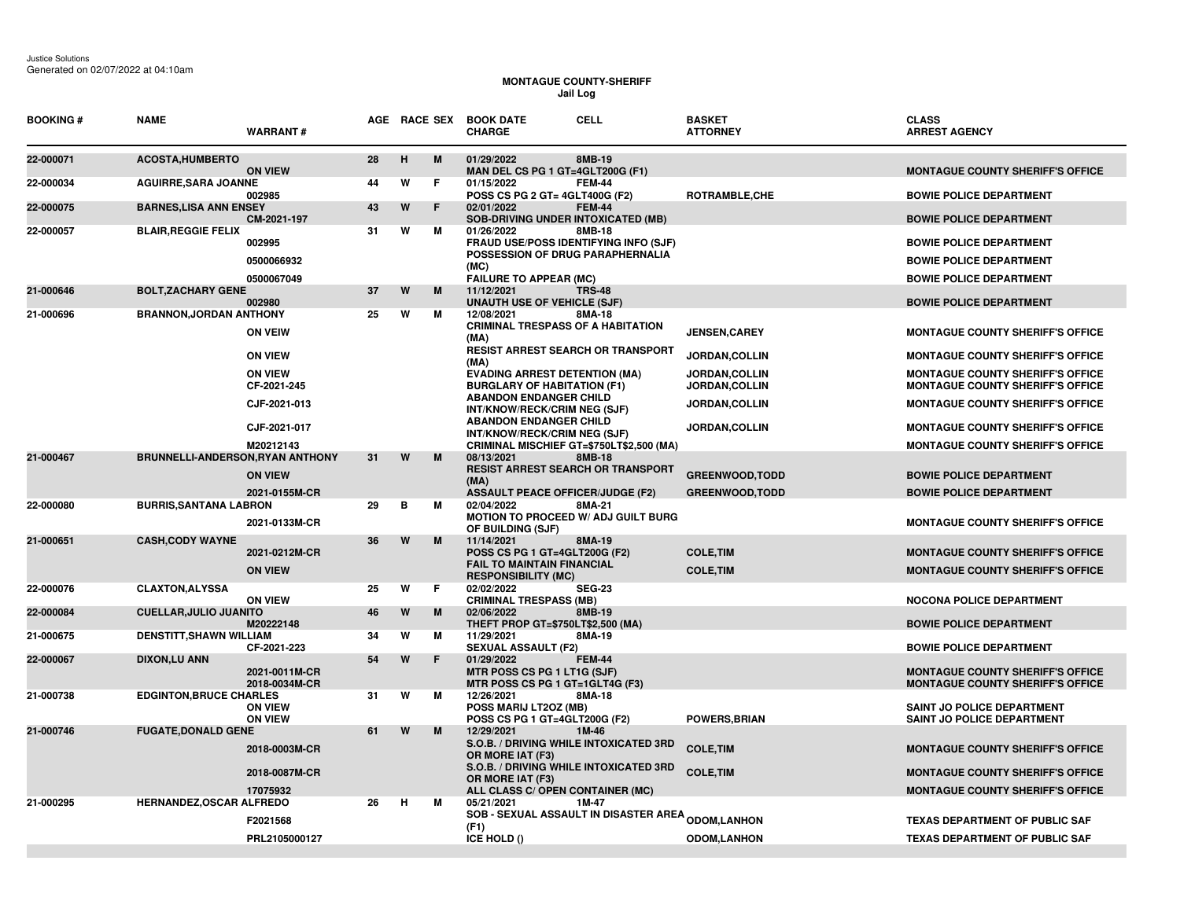Justice Solutions
Generated on 02/07/2022 at 04:10am

**MONTAGUE COUNTY-SHERIFF**
**Jail Log**

| BOOKING # | NAME | WARRANT # | AGE | RACE | SEX | BOOK DATE / CHARGE | CELL | BASKET / ATTORNEY | CLASS / ARREST AGENCY |
|---|---|---|---|---|---|---|---|---|---|
| 22-000071 | ACOSTA,HUMBERTO | | 28 | H | M | 01/29/2022 | 8MB-19 | | |
| | | ON VIEW | | | | MAN DEL CS PG 1 GT=4GLT200G (F1) | | | MONTAGUE COUNTY SHERIFF'S OFFICE |
| 22-000034 | AGUIRRE,SARA JOANNE | | 44 | W | F | 01/15/2022 | FEM-44 | | |
| | | 002985 | | | | POSS CS PG 2 GT= 4GLT400G (F2) | | ROTRAMBLE,CHE | BOWIE POLICE DEPARTMENT |
| 22-000075 | BARNES,LISA ANN ENSEY | | 43 | W | F | 02/01/2022 | FEM-44 | | |
| | | CM-2021-197 | | | | SOB-DRIVING UNDER INTOXICATED (MB) | | | BOWIE POLICE DEPARTMENT |
| 22-000057 | BLAIR,REGGIE FELIX | | 31 | W | M | 01/26/2022 | 8MB-18 | | |
| | | 002995 | | | | FRAUD USE/POSS IDENTIFYING INFO (SJF) | | | BOWIE POLICE DEPARTMENT |
| | | 0500066932 | | | | POSSESSION OF DRUG PARAPHERNALIA (MC) | | | BOWIE POLICE DEPARTMENT |
| | | 0500067049 | | | | FAILURE TO APPEAR (MC) | | | BOWIE POLICE DEPARTMENT |
| 21-000646 | BOLT,ZACHARY GENE | | 37 | W | M | 11/12/2021 | TRS-48 | | |
| | | 002980 | | | | UNAUTH USE OF VEHICLE (SJF) | | | BOWIE POLICE DEPARTMENT |
| 21-000696 | BRANNON,JORDAN ANTHONY | | 25 | W | M | 12/08/2021 | 8MA-18 | | |
| | | ON VEIW | | | | CRIMINAL TRESPASS OF A HABITATION (MA) | | JENSEN,CAREY | MONTAGUE COUNTY SHERIFF'S OFFICE |
| | | ON VIEW | | | | RESIST ARREST SEARCH OR TRANSPORT (MA) | | JORDAN,COLLIN | MONTAGUE COUNTY SHERIFF'S OFFICE |
| | | ON VIEW | | | | EVADING ARREST DETENTION (MA) | | JORDAN,COLLIN | MONTAGUE COUNTY SHERIFF'S OFFICE |
| | | CF-2021-245 | | | | BURGLARY OF HABITATION (F1) | | JORDAN,COLLIN | MONTAGUE COUNTY SHERIFF'S OFFICE |
| | | CJF-2021-013 | | | | ABANDON ENDANGER CHILD INT/KNOW/RECK/CRIM NEG (SJF) | | JORDAN,COLLIN | MONTAGUE COUNTY SHERIFF'S OFFICE |
| | | CJF-2021-017 | | | | ABANDON ENDANGER CHILD INT/KNOW/RECK/CRIM NEG (SJF) | | JORDAN,COLLIN | MONTAGUE COUNTY SHERIFF'S OFFICE |
| | | M20212143 | | | | CRIMINAL MISCHIEF GT=$750LT$2,500 (MA) | | | MONTAGUE COUNTY SHERIFF'S OFFICE |
| 21-000467 | BRUNNELLI-ANDERSON,RYAN ANTHONY | | 31 | W | M | 08/13/2021 | 8MB-18 | | |
| | | ON VIEW | | | | RESIST ARREST SEARCH OR TRANSPORT (MA) | | GREENWOOD,TODD | BOWIE POLICE DEPARTMENT |
| | | 2021-0155M-CR | | | | ASSAULT PEACE OFFICER/JUDGE (F2) | | GREENWOOD,TODD | BOWIE POLICE DEPARTMENT |
| 22-000080 | BURRIS,SANTANA LABRON | | 29 | B | M | 02/04/2022 | 8MA-21 | | |
| | | 2021-0133M-CR | | | | MOTION TO PROCEED W/ ADJ GUILT BURG OF BUILDING (SJF) | | | MONTAGUE COUNTY SHERIFF'S OFFICE |
| 21-000651 | CASH,CODY WAYNE | | 36 | W | M | 11/14/2021 | 8MA-19 | | |
| | | 2021-0212M-CR | | | | POSS CS PG 1 GT=4GLT200G (F2) | | COLE,TIM | MONTAGUE COUNTY SHERIFF'S OFFICE |
| | | ON VIEW | | | | FAIL TO MAINTAIN FINANCIAL RESPONSIBILITY (MC) | | COLE,TIM | MONTAGUE COUNTY SHERIFF'S OFFICE |
| 22-000076 | CLAXTON,ALYSSA | | 25 | W | F | 02/02/2022 | SEG-23 | | |
| | | ON VIEW | | | | CRIMINAL TRESPASS (MB) | | | NOCONA POLICE DEPARTMENT |
| 22-000084 | CUELLAR,JULIO JUANITO | | 46 | W | M | 02/06/2022 | 8MB-19 | | |
| | | M20222148 | | | | THEFT PROP GT=$750LT$2,500 (MA) | | | BOWIE POLICE DEPARTMENT |
| 21-000675 | DENSTITT,SHAWN WILLIAM | | 34 | W | M | 11/29/2021 | 8MA-19 | | |
| | | CF-2021-223 | | | | SEXUAL ASSAULT (F2) | | | BOWIE POLICE DEPARTMENT |
| 22-000067 | DIXON,LU ANN | | 54 | W | F | 01/29/2022 | FEM-44 | | |
| | | 2021-0011M-CR | | | | MTR POSS CS PG 1 LT1G (SJF) | | | MONTAGUE COUNTY SHERIFF'S OFFICE |
| | | 2018-0034M-CR | | | | MTR POSS CS PG 1 GT=1GLT4G (F3) | | | MONTAGUE COUNTY SHERIFF'S OFFICE |
| 21-000738 | EDGINTON,BRUCE CHARLES | | 31 | W | M | 12/26/2021 | 8MA-18 | | |
| | | ON VIEW | | | | POSS MARIJ LT2OZ (MB) | | | SAINT JO POLICE DEPARTMENT |
| | | ON VIEW | | | | POSS CS PG 1 GT=4GLT200G (F2) | | POWERS,BRIAN | SAINT JO POLICE DEPARTMENT |
| 21-000746 | FUGATE,DONALD GENE | | 61 | W | M | 12/29/2021 | 1M-46 | | |
| | | 2018-0003M-CR | | | | S.O.B. / DRIVING WHILE INTOXICATED 3RD OR MORE IAT (F3) | | COLE,TIM | MONTAGUE COUNTY SHERIFF'S OFFICE |
| | | 2018-0087M-CR | | | | S.O.B. / DRIVING WHILE INTOXICATED 3RD OR MORE IAT (F3) | | COLE,TIM | MONTAGUE COUNTY SHERIFF'S OFFICE |
| | | 17075932 | | | | ALL CLASS C/ OPEN CONTAINER (MC) | | | MONTAGUE COUNTY SHERIFF'S OFFICE |
| 21-000295 | HERNANDEZ,OSCAR ALFREDO | | 26 | H | M | 05/21/2021 | 1M-47 | | |
| | | F2021568 | | | | SOB - SEXUAL ASSAULT IN DISASTER AREA (F1) | | ODOM,LANHON | TEXAS DEPARTMENT OF PUBLIC SAF |
| | | PRL2105000127 | | | | ICE HOLD () | | ODOM,LANHON | TEXAS DEPARTMENT OF PUBLIC SAF |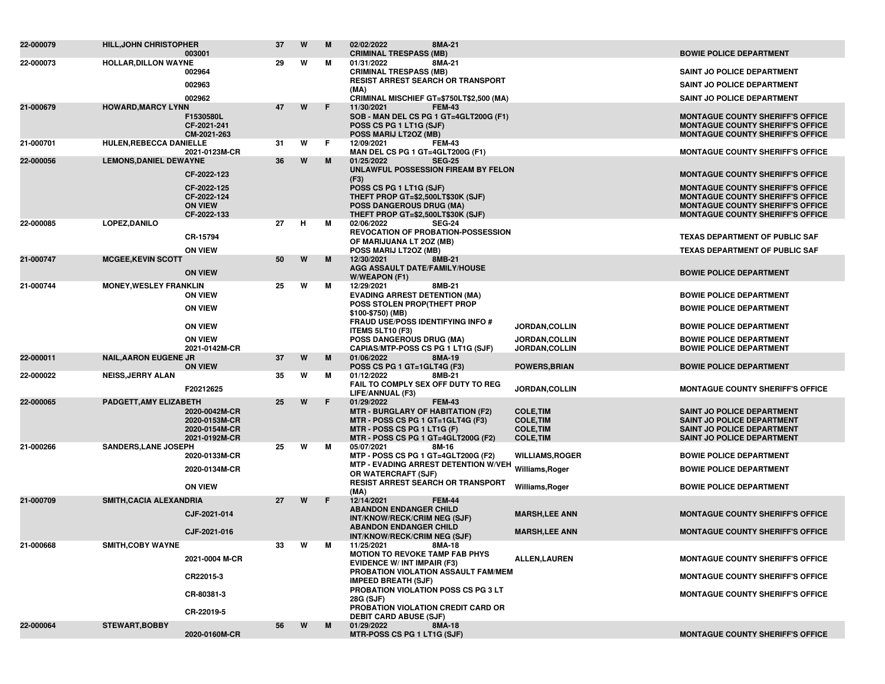| | | | | | | | | | |
|---|---|---|---|---|---|---|---|---|---|
| 22-000079 | HILL,JOHN CHRISTOPHER | | 37 | W | M | 02/02/2022 8MA-21 | | | |
| | | 003001 | | | | CRIMINAL TRESPASS (MB) | | BOWIE POLICE DEPARTMENT | |
| 22-000073 | HOLLAR,DILLON WAYNE | | 29 | W | M | 01/31/2022 8MA-21 | | | |
| | | 002964 | | | | CRIMINAL TRESPASS (MB) | | SAINT JO POLICE DEPARTMENT | |
| | | 002963 | | | | RESIST ARREST SEARCH OR TRANSPORT (MA) | | SAINT JO POLICE DEPARTMENT | |
| | | 002962 | | | | CRIMINAL MISCHIEF GT=$750LT$2,500 (MA) | | SAINT JO POLICE DEPARTMENT | |
| 21-000679 | HOWARD,MARCY LYNN | | 47 | W | F | 11/30/2021 FEM-43 | | | |
| | | F1530580L | | | | SOB - MAN DEL CS PG 1 GT=4GLT200G (F1) | | MONTAGUE COUNTY SHERIFF'S OFFICE | |
| | | CF-2021-241 | | | | POSS CS PG 1 LT1G (SJF) | | MONTAGUE COUNTY SHERIFF'S OFFICE | |
| | | CM-2021-263 | | | | POSS MARIJ LT2OZ (MB) | | MONTAGUE COUNTY SHERIFF'S OFFICE | |
| 21-000701 | HULEN,REBECCA DANIELLE | | 31 | W | F | 12/09/2021 FEM-43 | | | |
| | | 2021-0123M-CR | | | | MAN DEL CS PG 1 GT=4GLT200G (F1) | | MONTAGUE COUNTY SHERIFF'S OFFICE | |
| 22-000056 | LEMONS,DANIEL DEWAYNE | | 36 | W | M | 01/25/2022 SEG-25 | | | |
| | | CF-2022-123 | | | | UNLAWFUL POSSESSION FIREAM BY FELON (F3) | | MONTAGUE COUNTY SHERIFF'S OFFICE | |
| | | CF-2022-125 | | | | POSS CS PG 1 LT1G (SJF) | | MONTAGUE COUNTY SHERIFF'S OFFICE | |
| | | CF-2022-124 | | | | THEFT PROP GT=$2,500LT$30K (SJF) | | MONTAGUE COUNTY SHERIFF'S OFFICE | |
| | | ON VIEW | | | | POSS DANGEROUS DRUG (MA) | | MONTAGUE COUNTY SHERIFF'S OFFICE | |
| | | CF-2022-133 | | | | THEFT PROP GT=$2,500LT$30K (SJF) | | MONTAGUE COUNTY SHERIFF'S OFFICE | |
| 22-000085 | LOPEZ,DANILO | | 27 | H | M | 02/06/2022 SEG-24 | | | |
| | | CR-15794 | | | | REVOCATION OF PROBATION-POSSESSION OF MARIJUANA LT 2OZ (MB) | | TEXAS DEPARTMENT OF PUBLIC SAF | |
| | | ON VIEW | | | | POSS MARIJ LT2OZ (MB) | | TEXAS DEPARTMENT OF PUBLIC SAF | |
| 21-000747 | MCGEE,KEVIN SCOTT | | 50 | W | M | 12/30/2021 8MB-21 | | | |
| | | ON VIEW | | | | AGG ASSAULT DATE/FAMILY/HOUSE W/WEAPON (F1) | | BOWIE POLICE DEPARTMENT | |
| 21-000744 | MONEY,WESLEY FRANKLIN | | 25 | W | M | 12/29/2021 8MB-21 | | | |
| | | ON VIEW | | | | EVADING ARREST DETENTION (MA) | | BOWIE POLICE DEPARTMENT | |
| | | ON VIEW | | | | POSS STOLEN PROP(THEFT PROP $100-$750) (MB) | | BOWIE POLICE DEPARTMENT | |
| | | ON VIEW | | | | FRAUD USE/POSS IDENTIFYING INFO # ITEMS 5LT10 (F3) | JORDAN,COLLIN | BOWIE POLICE DEPARTMENT | |
| | | ON VIEW | | | | POSS DANGEROUS DRUG (MA) | JORDAN,COLLIN | BOWIE POLICE DEPARTMENT | |
| | | 2021-0142M-CR | | | | CAPIAS/MTP-POSS CS PG 1 LT1G (SJF) | JORDAN,COLLIN | BOWIE POLICE DEPARTMENT | |
| 22-000011 | NAIL,AARON EUGENE JR | | 37 | W | M | 01/06/2022 8MA-19 | | | |
| | | ON VIEW | | | | POSS CS PG 1 GT=1GLT4G (F3) | POWERS,BRIAN | BOWIE POLICE DEPARTMENT | |
| 22-000022 | NEISS,JERRY ALAN | | 35 | W | M | 01/12/2022 8MB-21 | | | |
| | | F20212625 | | | | FAIL TO COMPLY SEX OFF DUTY TO REG LIFE/ANNUAL (F3) | JORDAN,COLLIN | MONTAGUE COUNTY SHERIFF'S OFFICE | |
| 22-000065 | PADGETT,AMY ELIZABETH | | 25 | W | F | 01/29/2022 FEM-43 | | | |
| | | 2020-0042M-CR | | | | MTR - BURGLARY OF HABITATION (F2) | COLE,TIM | SAINT JO POLICE DEPARTMENT | |
| | | 2020-0153M-CR | | | | MTR - POSS CS PG 1 GT=1GLT4G (F3) | COLE,TIM | SAINT JO POLICE DEPARTMENT | |
| | | 2020-0154M-CR | | | | MTR - POSS CS PG 1 LT1G (F) | COLE,TIM | SAINT JO POLICE DEPARTMENT | |
| | | 2021-0192M-CR | | | | MTR - POSS CS PG 1 GT=4GLT200G (F2) | COLE,TIM | SAINT JO POLICE DEPARTMENT | |
| 21-000266 | SANDERS,LANE JOSEPH | | 25 | W | M | 05/07/2021 8M-16 | | | |
| | | 2020-0133M-CR | | | | MTP - POSS CS PG 1 GT=4GLT200G (F2) | WILLIAMS,ROGER | BOWIE POLICE DEPARTMENT | |
| | | 2020-0134M-CR | | | | MTP - EVADING ARREST DETENTION W/VEH OR WATERCRAFT (SJF) | Williams,Roger | BOWIE POLICE DEPARTMENT | |
| | | ON VIEW | | | | RESIST ARREST SEARCH OR TRANSPORT (MA) | Williams,Roger | BOWIE POLICE DEPARTMENT | |
| 21-000709 | SMITH,CACIA ALEXANDRIA | | 27 | W | F | 12/14/2021 FEM-44 | | | |
| | | CJF-2021-014 | | | | ABANDON ENDANGER CHILD INT/KNOW/RECK/CRIM NEG (SJF) | MARSH,LEE ANN | MONTAGUE COUNTY SHERIFF'S OFFICE | |
| | | CJF-2021-016 | | | | ABANDON ENDANGER CHILD INT/KNOW/RECK/CRIM NEG (SJF) | MARSH,LEE ANN | MONTAGUE COUNTY SHERIFF'S OFFICE | |
| 21-000668 | SMITH,COBY WAYNE | | 33 | W | M | 11/25/2021 8MA-18 | | | |
| | | 2021-0004 M-CR | | | | MOTION TO REVOKE TAMP FAB PHYS EVIDENCE W/ INT IMPAIR (F3) | ALLEN,LAUREN | MONTAGUE COUNTY SHERIFF'S OFFICE | |
| | | CR22015-3 | | | | PROBATION VIOLATION ASSAULT FAM/MEM IMPEED BREATH (SJF) | | MONTAGUE COUNTY SHERIFF'S OFFICE | |
| | | CR-80381-3 | | | | PROBATION VIOLATION POSS CS PG 3 LT 28G (SJF) | | MONTAGUE COUNTY SHERIFF'S OFFICE | |
| | | CR-22019-5 | | | | PROBATION VIOLATION CREDIT CARD OR DEBIT CARD ABUSE (SJF) | | | |
| 22-000064 | STEWART,BOBBY | | 56 | W | M | 01/29/2022 8MA-18 | | | |
| | | 2020-0160M-CR | | | | MTR-POSS CS PG 1 LT1G (SJF) | | MONTAGUE COUNTY SHERIFF'S OFFICE | |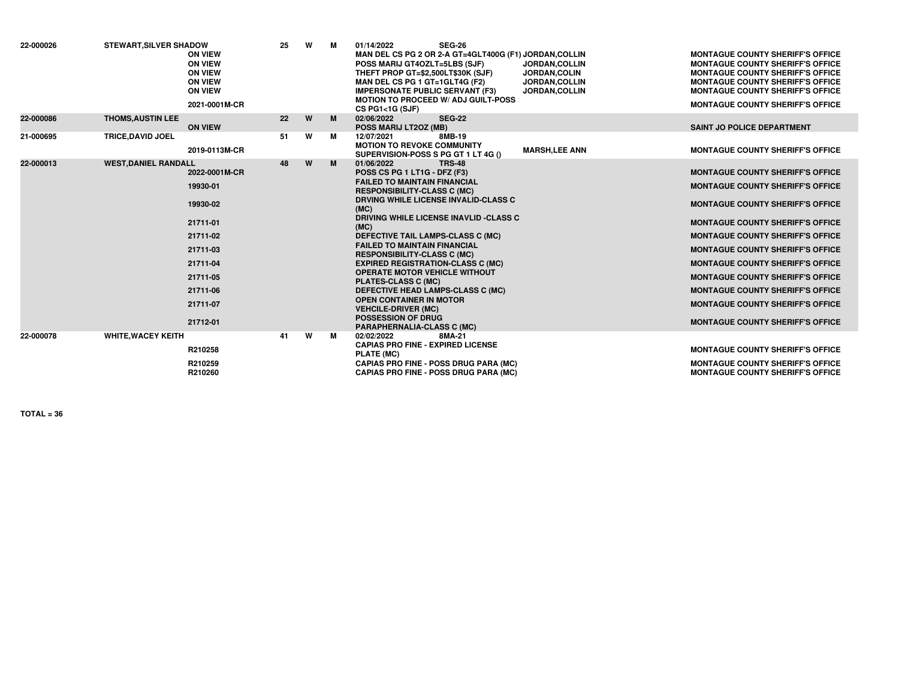| | | | | | | | | |
|---|---|---|---|---|---|---|---|---|
| 22-000026 | STEWART,SILVER SHADOW | | 25 | W | M | 01/14/2022 SEG-26 | | |
| | | ON VIEW | | | | MAN DEL CS PG 2 OR 2-A GT=4GLT400G (F1) | JORDAN,COLLIN | MONTAGUE COUNTY SHERIFF'S OFFICE |
| | | ON VIEW | | | | POSS MARIJ GT4OZLT=5LBS (SJF) | JORDAN,COLLIN | MONTAGUE COUNTY SHERIFF'S OFFICE |
| | | ON VIEW | | | | THEFT PROP GT=$2,500LT$30K (SJF) | JORDAN,COLIN | MONTAGUE COUNTY SHERIFF'S OFFICE |
| | | ON VIEW | | | | MAN DEL CS PG 1 GT=1GLT4G (F2) | JORDAN,COLLIN | MONTAGUE COUNTY SHERIFF'S OFFICE |
| | | ON VIEW | | | | IMPERSONATE PUBLIC SERVANT (F3) | JORDAN,COLLIN | MONTAGUE COUNTY SHERIFF'S OFFICE |
| | | 2021-0001M-CR | | | | MOTION TO PROCEED W/ ADJ GUILT-POSS CS PG1<1G (SJF) | | MONTAGUE COUNTY SHERIFF'S OFFICE |
| 22-000086 | THOMS,AUSTIN LEE | | 22 | W | M | 02/06/2022 SEG-22 | | |
| | | ON VIEW | | | | POSS MARIJ LT2OZ (MB) | | SAINT JO POLICE DEPARTMENT |
| 21-000695 | TRICE,DAVID JOEL | | 51 | W | M | 12/07/2021 8MB-19 | | |
| | | 2019-0113M-CR | | | | MOTION TO REVOKE COMMUNITY SUPERVISION-POSS S PG GT 1 LT 4G () | MARSH,LEE ANN | MONTAGUE COUNTY SHERIFF'S OFFICE |
| 22-000013 | WEST,DANIEL RANDALL | | 48 | W | M | 01/06/2022 TRS-48 | | |
| | | 2022-0001M-CR | | | | POSS CS PG 1 LT1G - DFZ (F3) | | MONTAGUE COUNTY SHERIFF'S OFFICE |
| | | 19930-01 | | | | FAILED TO MAINTAIN FINANCIAL RESPONSIBILITY-CLASS C (MC) | | MONTAGUE COUNTY SHERIFF'S OFFICE |
| | | 19930-02 | | | | DRVING WHILE LICENSE INVALID-CLASS C (MC) | | MONTAGUE COUNTY SHERIFF'S OFFICE |
| | | 21711-01 | | | | DRIVING WHILE LICENSE INAVLID -CLASS C (MC) | | MONTAGUE COUNTY SHERIFF'S OFFICE |
| | | 21711-02 | | | | DEFECTIVE TAIL LAMPS-CLASS C (MC) | | MONTAGUE COUNTY SHERIFF'S OFFICE |
| | | 21711-03 | | | | FAILED TO MAINTAIN FINANCIAL RESPONSIBILITY-CLASS C (MC) | | MONTAGUE COUNTY SHERIFF'S OFFICE |
| | | 21711-04 | | | | EXPIRED REGISTRATION-CLASS C (MC) | | MONTAGUE COUNTY SHERIFF'S OFFICE |
| | | 21711-05 | | | | OPERATE MOTOR VEHICLE WITHOUT PLATES-CLASS C (MC) | | MONTAGUE COUNTY SHERIFF'S OFFICE |
| | | 21711-06 | | | | DEFECTIVE HEAD LAMPS-CLASS C (MC) | | MONTAGUE COUNTY SHERIFF'S OFFICE |
| | | 21711-07 | | | | OPEN CONTAINER IN MOTOR VEHCILE-DRIVER (MC) | | MONTAGUE COUNTY SHERIFF'S OFFICE |
| | | 21712-01 | | | | POSSESSION OF DRUG PARAPHERNALIA-CLASS C (MC) | | MONTAGUE COUNTY SHERIFF'S OFFICE |
| 22-000078 | WHITE,WACEY KEITH | | 41 | W | M | 02/02/2022 8MA-21 | | |
| | | R210258 | | | | CAPIAS PRO FINE - EXPIRED LICENSE PLATE (MC) | | MONTAGUE COUNTY SHERIFF'S OFFICE |
| | | R210259 | | | | CAPIAS PRO FINE - POSS DRUG PARA (MC) | | MONTAGUE COUNTY SHERIFF'S OFFICE |
| | | R210260 | | | | CAPIAS PRO FINE - POSS DRUG PARA (MC) | | MONTAGUE COUNTY SHERIFF'S OFFICE |

TOTAL = 36